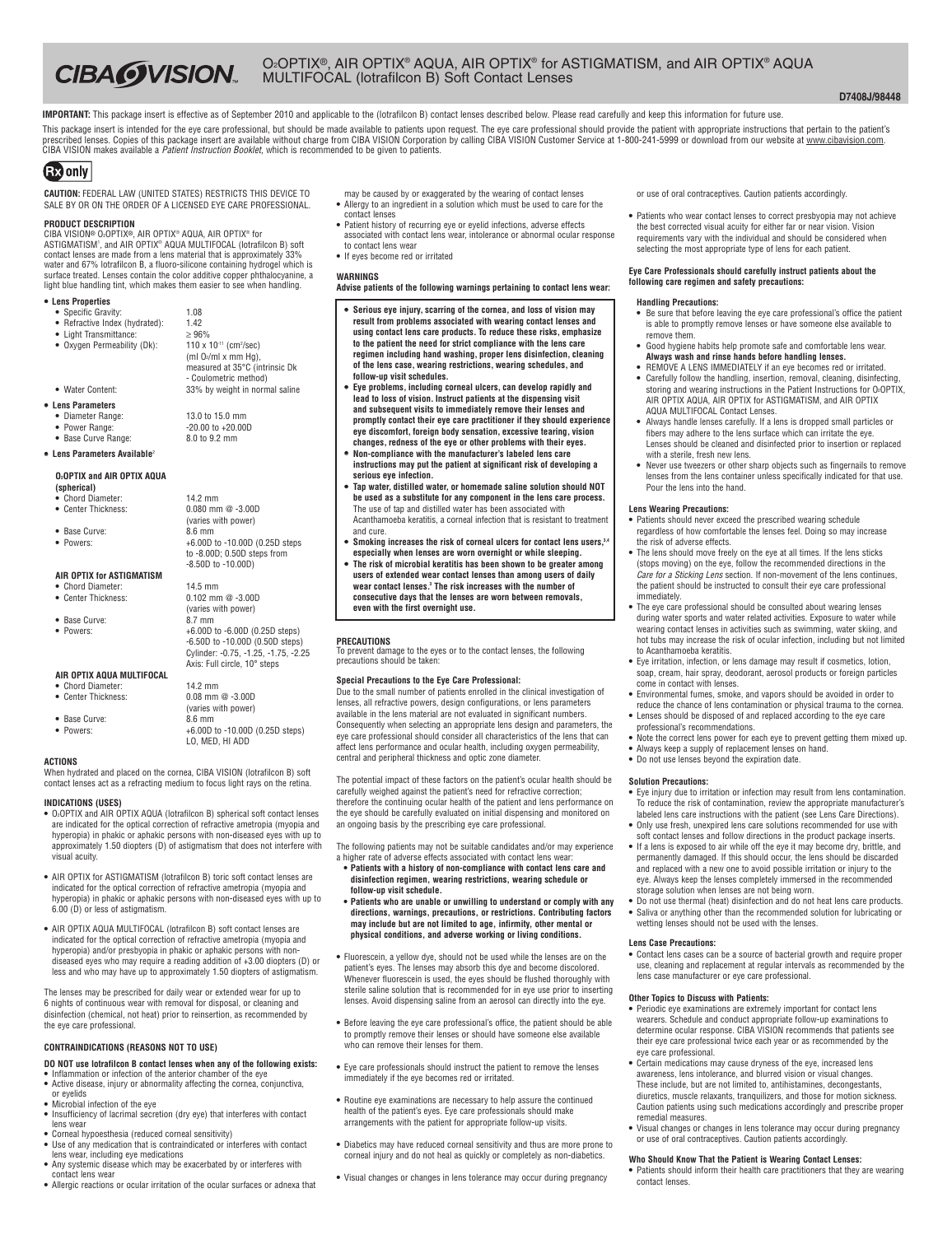# CIBA VISION

## O2OPTIX®, AIR OPTIX® AQUA, AIR OPTIX® for ASTIGMATISM, and AIR OPTIX® AQUA MULTIFOCAL (lotrafilcon B) Soft Contact Lenses

D7408J/98448

**IMPORTANT:** This package insert is effective as of September 2010 and applicable to the (lotrafilcon B) contact lenses described below. Please read carefully and keep this information for future use.

This package insert is intended for the eye care professional, but should be made available to patients upon request. The eye care professional should provide the patient with appropriate instructions that pertain to the patient's prescribed lenses. Copies of this package insert are available without charge from CIBA VISION Corporation by calling CIBA VISION Customer Service at 1-800-241-5999 or download from our website at www.cibavision.com. CIBA VISION makes available a *Patient Instruction Booklet*, which is recommended to be given to patients.

**Rx only**

**CAUTION:** FEDERAL LAW (UNITED STATES) RESTRICTS THIS DEVICE TO SALE BY OR ON THE ORDER OF A LICENSED EYE CARE PROFESSIONAL.

### PRODUCT DESCRIPTION

CIBA VISION® O2OPTIX®, AIR OPTIX® AQUA, AIR OPTIX® for ASTIGMATISM[1], and AIR OPTIX® AQUA MULTIFOCAL (lotrafilcon B) soft contact lenses are made from a lens material that is approximately 33% water and 67% lotrafilcon B, a fluoro-silicone containing hydrogel which is surface treated. Lenses contain the color additive copper phthalocyanine, a light blue handling tint, which makes them easier to see when handling.

- **Lens Properties**
  - Specific Gravity: 1.08
  - Refractive Index (hydrated): 1.42
  - Light Transmittance: ≥ 96%
  - Oxygen Permeability (Dk): $110 \times 10^{-11}$ ($cm^2$/sec) (ml $O_2$/ml x mm Hg), measured at 35°C (intrinsic Dk - Coulometric method)
  - Water Content: 33% by weight in normal saline
- **Lens Parameters**
  - Diameter Range: 13.0 to 15.0 mm
  - Power Range: -20.00 to +20.00D
  - Base Curve Range: 8.0 to 9.2 mm
- **Lens Parameters Available**[2]

**O2OPTIX and AIR OPTIX AQUA (spherical)**
- Chord Diameter: 14.2 mm
- Center Thickness: 0.080 mm @ -3.00D (varies with power)
- Base Curve: 8.6 mm
- Powers: +6.00D to -10.00D (0.25D steps to -8.00D; 0.50D steps from -8.50D to -10.00D)

**AIR OPTIX for ASTIGMATISM**
- Chord Diameter: 14.5 mm
- Center Thickness: 0.102 mm @ -3.00D (varies with power)
- Base Curve: 8.7 mm
- Powers: +6.00D to -6.00D (0.25D steps) -6.50D to -10.00D (0.50D steps) Cylinder: -0.75, -1.25, -1.75, -2.25 Axis: Full circle, 10° steps

**AIR OPTIX AQUA MULTIFOCAL**
- Chord Diameter: 14.2 mm
- Center Thickness: 0.08 mm @ -3.00D (varies with power)
- Base Curve: 8.6 mm
- Powers: +6.00D to -10.00D (0.25D steps) LO, MED, HI ADD

### ACTIONS

When hydrated and placed on the cornea, CIBA VISION (lotrafilcon B) soft contact lenses act as a refracting medium to focus light rays on the retina.

### INDICATIONS (USES)

- O2OPTIX and AIR OPTIX AQUA (lotrafilcon B) spherical soft contact lenses are indicated for the optical correction of refractive ametropia (myopia and hyperopia) in phakic or aphakic persons with non-diseased eyes with up to approximately 1.50 diopters (D) of astigmatism that does not interfere with visual acuity.
- AIR OPTIX for ASTIGMATISM (lotrafilcon B) toric soft contact lenses are indicated for the optical correction of refractive ametropia (myopia and hyperopia) in phakic or aphakic persons with non-diseased eyes with up to 6.00 (D) or less of astigmatism.
- AIR OPTIX AQUA MULTIFOCAL (lotrafilcon B) soft contact lenses are indicated for the optical correction of refractive ametropia (myopia and hyperopia) and/or presbyopia in phakic or aphakic persons with non-diseased eyes who may require a reading addition of +3.00 diopters (D) or less and who may have up to approximately 1.50 diopters of astigmatism.

The lenses may be prescribed for daily wear or extended wear for up to 6 nights of continuous wear with removal for disposal, or cleaning and disinfection (chemical, not heat) prior to reinsertion, as recommended by the eye care professional.

### CONTRAINDICATIONS (REASONS NOT TO USE)

**DO NOT use lotrafilcon B contact lenses when any of the following exists:**
- Inflammation or infection of the anterior chamber of the eye
- Active disease, injury or abnormality affecting the cornea, conjunctiva, or eyelids
- Microbial infection of the eye
- Insufficiency of lacrimal secretion (dry eye) that interferes with contact lens wear
- Corneal hypoesthesia (reduced corneal sensitivity)
- Use of any medication that is contraindicated or interferes with contact lens wear, including eye medications
- Any systemic disease which may be exacerbated by or interferes with contact lens wear
- Allergic reactions or ocular irritation of the ocular surfaces or adnexa that may be caused by or exaggerated by the wearing of contact lenses
- Allergy to an ingredient in a solution which must be used to care for the contact lenses
- Patient history of recurring eye or eyelid infections, adverse effects associated with contact lens wear, intolerance or abnormal ocular response to contact lens wear
- If eyes become red or irritated

### WARNINGS

**Advise patients of the following warnings pertaining to contact lens wear:**

- **Serious eye injury, scarring of the cornea, and loss of vision may result from problems associated with wearing contact lenses and using contact lens care products. To reduce these risks, emphasize to the patient the need for strict compliance with the lens care regimen including hand washing, proper lens disinfection, cleaning of the lens case, wearing restrictions, wearing schedules, and follow-up visit schedules.**
- **Eye problems, including corneal ulcers, can develop rapidly and lead to loss of vision. Instruct patients at the dispensing visit and subsequent visits to immediately remove their lenses and promptly contact their eye care practitioner if they should experience eye discomfort, foreign body sensation, excessive tearing, vision changes, redness of the eye or other problems with their eyes.**
- **Non-compliance with the manufacturer's labeled lens care instructions may put the patient at significant risk of developing a serious eye infection.**
- **Tap water, distilled water, or homemade saline solution should NOT be used as a substitute for any component in the lens care process.** The use of tap and distilled water has been associated with Acanthamoeba keratitis, a corneal infection that is resistant to treatment and cure.
- **Smoking increases the risk of corneal ulcers for contact lens users,[3,4] especially when lenses are worn overnight or while sleeping.**
- **The risk of microbial keratitis has been shown to be greater among users of extended wear contact lenses than among users of daily wear contact lenses.[3] The risk increases with the number of consecutive days that the lenses are worn between removals, even with the first overnight use.**

### PRECAUTIONS

To prevent damage to the eyes or to the contact lenses, the following precautions should be taken:

**Special Precautions to the Eye Care Professional:**

Due to the small number of patients enrolled in the clinical investigation of lenses, all refractive powers, design configurations, or lens parameters available in the lens material are not evaluated in significant numbers. Consequently when selecting an appropriate lens design and parameters, the eye care professional should consider all characteristics of the lens that can affect lens performance and ocular health, including oxygen permeability, central and peripheral thickness and optic zone diameter.

The potential impact of these factors on the patient's ocular health should be carefully weighed against the patient's need for refractive correction; therefore the continuing ocular health of the patient and lens performance on the eye should be carefully evaluated on initial dispensing and monitored on an ongoing basis by the prescribing eye care professional.

The following patients may not be suitable candidates and/or may experience a higher rate of adverse effects associated with contact lens wear:
- **Patients with a history of non-compliance with contact lens care and disinfection regimen, wearing restrictions, wearing schedule or follow-up visit schedule.**
- **Patients who are unable or unwilling to understand or comply with any directions, warnings, precautions, or restrictions. Contributing factors may include but are not limited to age, infirmity, other mental or physical conditions, and adverse working or living conditions.**

- Fluorescein, a yellow dye, should not be used while the lenses are on the patient's eyes. The lenses may absorb this dye and become discolored. Whenever fluorescein is used, the eyes should be flushed thoroughly with sterile saline solution that is recommended for in eye use prior to inserting lenses. Avoid dispensing saline from an aerosol can directly into the eye.
- Before leaving the eye care professional's office, the patient should be able to promptly remove their lenses or should have someone else available who can remove their lenses for them.
- Eye care professionals should instruct the patient to remove the lenses immediately if the eye becomes red or irritated.
- Routine eye examinations are necessary to help assure the continued health of the patient's eyes. Eye care professionals should make arrangements with the patient for appropriate follow-up visits.
- Diabetics may have reduced corneal sensitivity and thus are more prone to corneal injury and do not heal as quickly or completely as non-diabetics.
- Visual changes or changes in lens tolerance may occur during pregnancy or use of oral contraceptives. Caution patients accordingly.
- Patients who wear contact lenses to correct presbyopia may not achieve the best corrected visual acuity for either far or near vision. Vision requirements vary with the individual and should be considered when selecting the most appropriate type of lens for each patient.

**Eye Care Professionals should carefully instruct patients about the following care regimen and safety precautions:**

**Handling Precautions:**
- Be sure that before leaving the eye care professional's office the patient is able to promptly remove lenses or have someone else available to remove them.
- Good hygiene habits help promote safe and comfortable lens wear. **Always wash and rinse hands before handling lenses.**
- REMOVE A LENS IMMEDIATELY if an eye becomes red or irritated.
- Carefully follow the handling, insertion, removal, cleaning, disinfecting, storing and wearing instructions in the Patient Instructions for O2OPTIX, AIR OPTIX AQUA, AIR OPTIX for ASTIGMATISM, and AIR OPTIX AQUA MULTIFOCAL Contact Lenses.
- Always handle lenses carefully. If a lens is dropped small particles or fibers may adhere to the lens surface which can irritate the eye. Lenses should be cleaned and disinfected prior to insertion or replaced with a sterile, fresh new lens.
- Never use tweezers or other sharp objects such as fingernails to remove lenses from the lens container unless specifically indicated for that use. Pour the lens into the hand.

**Lens Wearing Precautions:**
- Patients should never exceed the prescribed wearing schedule regardless of how comfortable the lenses feel. Doing so may increase the risk of adverse effects.
- The lens should move freely on the eye at all times. If the lens sticks (stops moving) on the eye, follow the recommended directions in the *Care for a Sticking Lens* section. If non-movement of the lens continues, the patient should be instructed to consult their eye care professional immediately.
- The eye care professional should be consulted about wearing lenses during water sports and water related activities. Exposure to water while wearing contact lenses in activities such as swimming, water skiing, and hot tubs may increase the risk of ocular infection, including but not limited to Acanthamoeba keratitis.
- Eye irritation, infection, or lens damage may result if cosmetics, lotion, soap, cream, hair spray, deodorant, aerosol products or foreign particles come in contact with lenses.
- Environmental fumes, smoke, and vapors should be avoided in order to reduce the chance of lens contamination or physical trauma to the cornea.
- Lenses should be disposed of and replaced according to the eye care professional's recommendations.
- Note the correct lens power for each eye to prevent getting them mixed up.
- Always keep a supply of replacement lenses on hand.
- Do not use lenses beyond the expiration date.

**Solution Precautions:**
- Eye injury due to irritation or infection may result from lens contamination. To reduce the risk of contamination, review the appropriate manufacturer's labeled lens care instructions with the patient (see Lens Care Directions).
- Only use fresh, unexpired lens care solutions recommended for use with soft contact lenses and follow directions in the product package inserts.
- If a lens is exposed to air while off the eye it may become dry, brittle, and permanently damaged. If this should occur, the lens should be discarded and replaced with a new one to avoid possible irritation or injury to the eye. Always keep the lenses completely immersed in the recommended storage solution when lenses are not being worn.
- Do not use thermal (heat) disinfection and do not heat lens care products.
- Saliva or anything other than the recommended solution for lubricating or wetting lenses should not be used with the lenses.

**Lens Case Precautions:**
- Contact lens cases can be a source of bacterial growth and require proper use, cleaning and replacement at regular intervals as recommended by the lens case manufacturer or eye care professional.

**Other Topics to Discuss with Patients:**
- Periodic eye examinations are extremely important for contact lens wearers. Schedule and conduct appropriate follow-up examinations to determine ocular response. CIBA VISION recommends that patients see their eye care professional twice each year or as recommended by the eye care professional.
- Certain medications may cause dryness of the eye, increased lens awareness, lens intolerance, and blurred vision or visual changes. These include, but are not limited to, antihistamines, decongestants, diuretics, muscle relaxants, tranquilizers, and those for motion sickness. Caution patients using such medications accordingly and prescribe proper remedial measures.
- Visual changes or changes in lens tolerance may occur during pregnancy or use of oral contraceptives. Caution patients accordingly.

**Who Should Know That the Patient is Wearing Contact Lenses:**
- Patients should inform their health care practitioners that they are wearing contact lenses.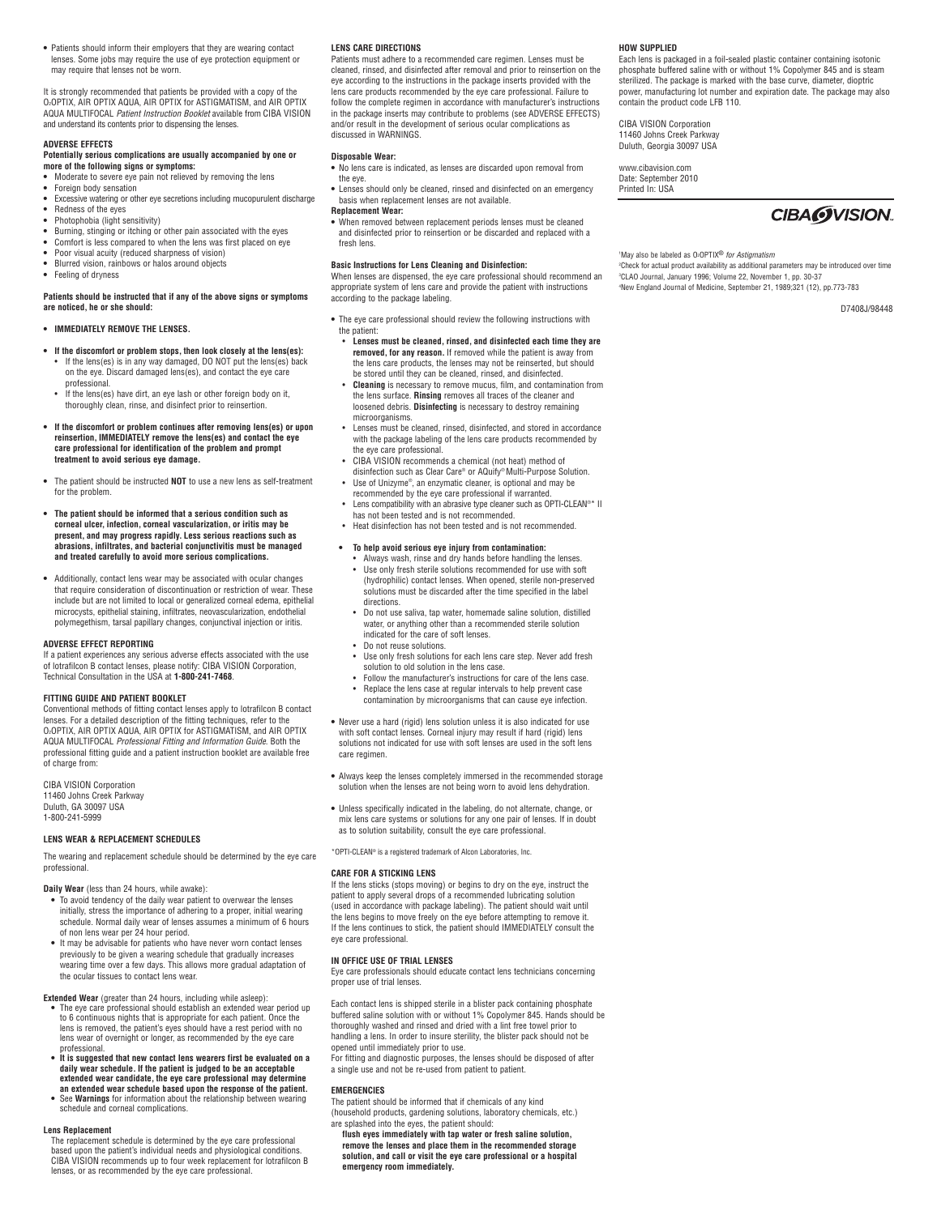- Patients should inform their employers that they are wearing contact lenses. Some jobs may require the use of eye protection equipment or may require that lenses not be worn.

It is strongly recommended that patients be provided with a copy of the O2OPTIX, AIR OPTIX AQUA, AIR OPTIX for ASTIGMATISM, and AIR OPTIX AQUA MULTIFOCAL *Patient Instruction Booklet* available from CIBA VISION and understand its contents prior to dispensing the lenses.

## ADVERSE EFFECTS

**Potentially serious complications are usually accompanied by one or more of the following signs or symptoms:**

- Moderate to severe eye pain not relieved by removing the lens
- Foreign body sensation
- Excessive watering or other eye secretions including mucopurulent discharge
- Redness of the eyes
- Photophobia (light sensitivity)
- Burning, stinging or itching or other pain associated with the eyes
- Comfort is less compared to when the lens was first placed on eye
- Poor visual acuity (reduced sharpness of vision)
- Blurred vision, rainbows or halos around objects
- Feeling of dryness

**Patients should be instructed that if any of the above signs or symptoms are noticed, he or she should:**

- **IMMEDIATELY REMOVE THE LENSES.**
- **If the discomfort or problem stops, then look closely at the lens(es):**
  - If the lens(es) is in any way damaged, DO NOT put the lens(es) back on the eye. Discard damaged lens(es), and contact the eye care professional.
  - If the lens(es) have dirt, an eye lash or other foreign body on it, thoroughly clean, rinse, and disinfect prior to reinsertion.
- **If the discomfort or problem continues after removing lens(es) or upon reinsertion, IMMEDIATELY remove the lens(es) and contact the eye care professional for identification of the problem and prompt treatment to avoid serious eye damage.**
- The patient should be instructed **NOT** to use a new lens as self-treatment for the problem.
- **The patient should be informed that a serious condition such as corneal ulcer, infection, corneal vascularization, or iritis may be present, and may progress rapidly. Less serious reactions such as abrasions, infiltrates, and bacterial conjunctivitis must be managed and treated carefully to avoid more serious complications.**
- Additionally, contact lens wear may be associated with ocular changes that require consideration of discontinuation or restriction of wear. These include but are not limited to local or generalized corneal edema, epithelial microcysts, epithelial staining, infiltrates, neovascularization, endothelial polymegethism, tarsal papillary changes, conjunctival injection or iritis.

## ADVERSE EFFECT REPORTING

If a patient experiences any serious adverse effects associated with the use of lotrafilcon B contact lenses, please notify: CIBA VISION Corporation, Technical Consultation in the USA at **1-800-241-7468**.

## FITTING GUIDE AND PATIENT BOOKLET

Conventional methods of fitting contact lenses apply to lotrafilcon B contact lenses. For a detailed description of the fitting techniques, refer to the O2OPTIX, AIR OPTIX AQUA, AIR OPTIX for ASTIGMATISM, and AIR OPTIX AQUA MULTIFOCAL *Professional Fitting and Information Guide*. Both the professional fitting guide and a patient instruction booklet are available free of charge from:

CIBA VISION Corporation
11460 Johns Creek Parkway
Duluth, GA 30097 USA
1-800-241-5999

## LENS WEAR & REPLACEMENT SCHEDULES

The wearing and replacement schedule should be determined by the eye care professional.

**Daily Wear** (less than 24 hours, while awake):

- To avoid tendency of the daily wear patient to overwear the lenses initially, stress the importance of adhering to a proper, initial wearing schedule. Normal daily wear of lenses assumes a minimum of 6 hours of non lens wear per 24 hour period.
- It may be advisable for patients who have never worn contact lenses previously to be given a wearing schedule that gradually increases wearing time over a few days. This allows more gradual adaptation of the ocular tissues to contact lens wear.

**Extended Wear** (greater than 24 hours, including while asleep):

- The eye care professional should establish an extended wear period up to 6 continuous nights that is appropriate for each patient. Once the lens is removed, the patient's eyes should have a rest period with no lens wear of overnight or longer, as recommended by the eye care professional.
- **It is suggested that new contact lens wearers first be evaluated on a daily wear schedule. If the patient is judged to be an acceptable extended wear candidate, the eye care professional may determine an extended wear schedule based upon the response of the patient.**
- See **Warnings** for information about the relationship between wearing schedule and corneal complications.

### Lens Replacement

The replacement schedule is determined by the eye care professional based upon the patient's individual needs and physiological conditions. CIBA VISION recommends up to four week replacement for lotrafilcon B lenses, or as recommended by the eye care professional.

## LENS CARE DIRECTIONS

Patients must adhere to a recommended care regimen. Lenses must be cleaned, rinsed, and disinfected after removal and prior to reinsertion on the eye according to the instructions in the package inserts provided with the lens care products recommended by the eye care professional. Failure to follow the complete regimen in accordance with manufacturer's instructions in the package inserts may contribute to problems (see ADVERSE EFFECTS) and/or result in the development of serious ocular complications as discussed in WARNINGS.

### Disposable Wear:

- No lens care is indicated, as lenses are discarded upon removal from the eye.
- Lenses should only be cleaned, rinsed and disinfected on an emergency basis when replacement lenses are not available.

### Replacement Wear:

- When removed between replacement periods lenses must be cleaned and disinfected prior to reinsertion or be discarded and replaced with a fresh lens.

### Basic Instructions for Lens Cleaning and Disinfection:

When lenses are dispensed, the eye care professional should recommend an appropriate system of lens care and provide the patient with instructions according to the package labeling.

- The eye care professional should review the following instructions with the patient:
  - **Lenses must be cleaned, rinsed, and disinfected each time they are removed, for any reason.** If removed while the patient is away from the lens care products, the lenses may not be reinserted, but should be stored until they can be cleaned, rinsed, and disinfected.
  - **Cleaning** is necessary to remove mucus, film, and contamination from the lens surface. **Rinsing** removes all traces of the cleaner and loosened debris. **Disinfecting** is necessary to destroy remaining microorganisms.
  - Lenses must be cleaned, rinsed, disinfected, and stored in accordance with the package labeling of the lens care products recommended by the eye care professional.
  - CIBA VISION recommends a chemical (not heat) method of disinfection such as Clear Care® or AQuify® Multi-Purpose Solution.
  - Use of Unizyme®, an enzymatic cleaner, is optional and may be recommended by the eye care professional if warranted.
  - Lens compatibility with an abrasive type cleaner such as OPTI-CLEAN®* II has not been tested and is not recommended.
  - Heat disinfection has not been tested and is not recommended.
- **To help avoid serious eye injury from contamination:**
  - Always wash, rinse and dry hands before handling the lenses.
  - Use only fresh sterile solutions recommended for use with soft (hydrophilic) contact lenses. When opened, sterile non-preserved solutions must be discarded after the time specified in the label directions.
  - Do not use saliva, tap water, homemade saline solution, distilled water, or anything other than a recommended sterile solution indicated for the care of soft lenses.
  - Do not reuse solutions.
  - Use only fresh solutions for each lens care step. Never add fresh solution to old solution in the lens case.
  - Follow the manufacturer's instructions for care of the lens case.
  - Replace the lens case at regular intervals to help prevent case contamination by microorganisms that can cause eye infection.
- Never use a hard (rigid) lens solution unless it is also indicated for use with soft contact lenses. Corneal injury may result if hard (rigid) lens solutions not indicated for use with soft lenses are used in the soft lens care regimen.
- Always keep the lenses completely immersed in the recommended storage solution when the lenses are not being worn to avoid lens dehydration.
- Unless specifically indicated in the labeling, do not alternate, change, or mix lens care systems or solutions for any one pair of lenses. If in doubt as to solution suitability, consult the eye care professional.

*OPTI-CLEAN® is a registered trademark of Alcon Laboratories, Inc.

## CARE FOR A STICKING LENS

If the lens sticks (stops moving) or begins to dry on the eye, instruct the patient to apply several drops of a recommended lubricating solution (used in accordance with package labeling). The patient should wait until the lens begins to move freely on the eye before attempting to remove it. If the lens continues to stick, the patient should IMMEDIATELY consult the eye care professional.

## IN OFFICE USE OF TRIAL LENSES

Eye care professionals should educate contact lens technicians concerning proper use of trial lenses.

Each contact lens is shipped sterile in a blister pack containing phosphate buffered saline solution with or without 1% Copolymer 845. Hands should be thoroughly washed and rinsed and dried with a lint free towel prior to handling a lens. In order to insure sterility, the blister pack should not be opened until immediately prior to use.
For fitting and diagnostic purposes, the lenses should be disposed of after a single use and not be re-used from patient to patient.

## EMERGENCIES

The patient should be informed that if chemicals of any kind (household products, gardening solutions, laboratory chemicals, etc.) are splashed into the eyes, the patient should:

**flush eyes immediately with tap water or fresh saline solution, remove the lenses and place them in the recommended storage solution, and call or visit the eye care professional or a hospital emergency room immediately.**

## HOW SUPPLIED

Each lens is packaged in a foil-sealed plastic container containing isotonic phosphate buffered saline with or without 1% Copolymer 845 and is steam sterilized. The package is marked with the base curve, diameter, dioptric power, manufacturing lot number and expiration date. The package may also contain the product code LFB 110.

CIBA VISION Corporation
11460 Johns Creek Parkway
Duluth, Georgia 30097 USA

www.cibavision.com
Date: September 2010
Printed In: USA

CIBA VISION

[1]May also be labeled as O2OPTIX® *for Astigmatism*
[2]Check for actual product availability as additional parameters may be introduced over time
[3]CLAO Journal, January 1996; Volume 22, November 1, pp. 30-37
[4]New England Journal of Medicine, September 21, 1989;321 (12), pp.773-783

D7408J/98448